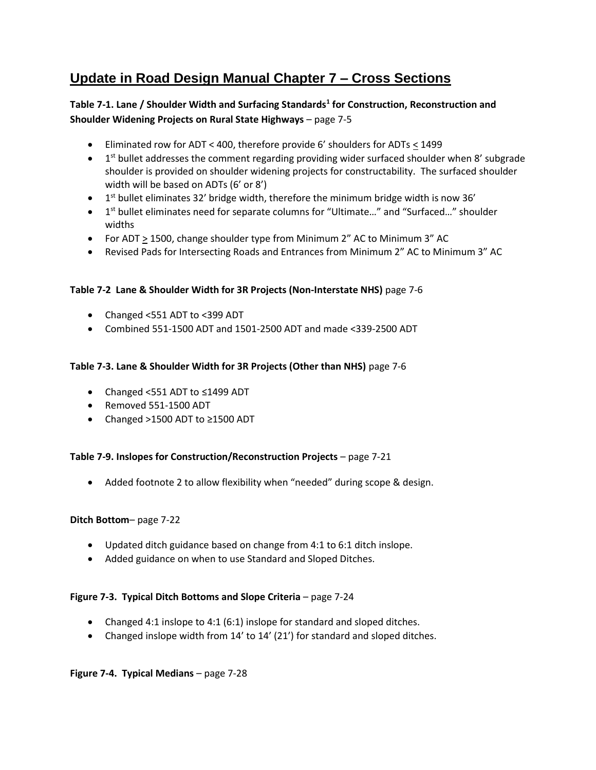# Update in Road Design Manual Chapter 7 – Cross Sections

**Table 7-1. Lane / Shoulder Width and Surfacing Standards[1] for Construction, Reconstruction and Shoulder Widening Projects on Rural State Highways** – page 7-5

- Eliminated row for ADT < 400, therefore provide 6' shoulders for ADTs ≤ 1499
- 1st bullet addresses the comment regarding providing wider surfaced shoulder when 8' subgrade shoulder is provided on shoulder widening projects for constructability. The surfaced shoulder width will be based on ADTs (6' or 8')
- 1st bullet eliminates 32' bridge width, therefore the minimum bridge width is now 36'
- 1st bullet eliminates need for separate columns for "Ultimate…" and "Surfaced…" shoulder widths
- For ADT ≥ 1500, change shoulder type from Minimum 2" AC to Minimum 3" AC
- Revised Pads for Intersecting Roads and Entrances from Minimum 2" AC to Minimum 3" AC

**Table 7-2 Lane & Shoulder Width for 3R Projects (Non-Interstate NHS)** page 7-6

- Changed <551 ADT to <399 ADT
- Combined 551-1500 ADT and 1501-2500 ADT and made <339-2500 ADT

**Table 7-3. Lane & Shoulder Width for 3R Projects (Other than NHS)** page 7-6

- Changed <551 ADT to ≤1499 ADT
- Removed 551-1500 ADT
- Changed >1500 ADT to ≥1500 ADT

**Table 7-9. Inslopes for Construction/Reconstruction Projects** – page 7-21

- Added footnote 2 to allow flexibility when "needed" during scope & design.

**Ditch Bottom**– page 7-22

- Updated ditch guidance based on change from 4:1 to 6:1 ditch inslope.
- Added guidance on when to use Standard and Sloped Ditches.

**Figure 7-3. Typical Ditch Bottoms and Slope Criteria** – page 7-24

- Changed 4:1 inslope to 4:1 (6:1) inslope for standard and sloped ditches.
- Changed inslope width from 14' to 14' (21') for standard and sloped ditches.

**Figure 7-4. Typical Medians** – page 7-28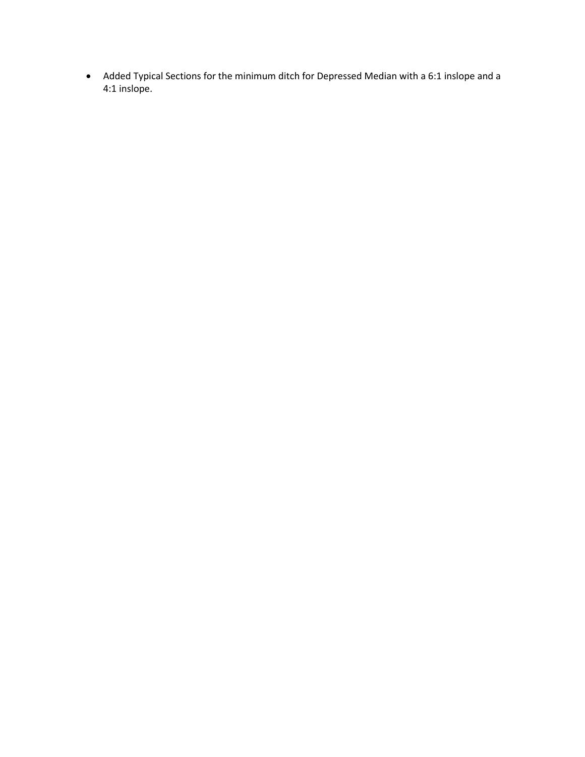- Added Typical Sections for the minimum ditch for Depressed Median with a 6:1 inslope and a 4:1 inslope.